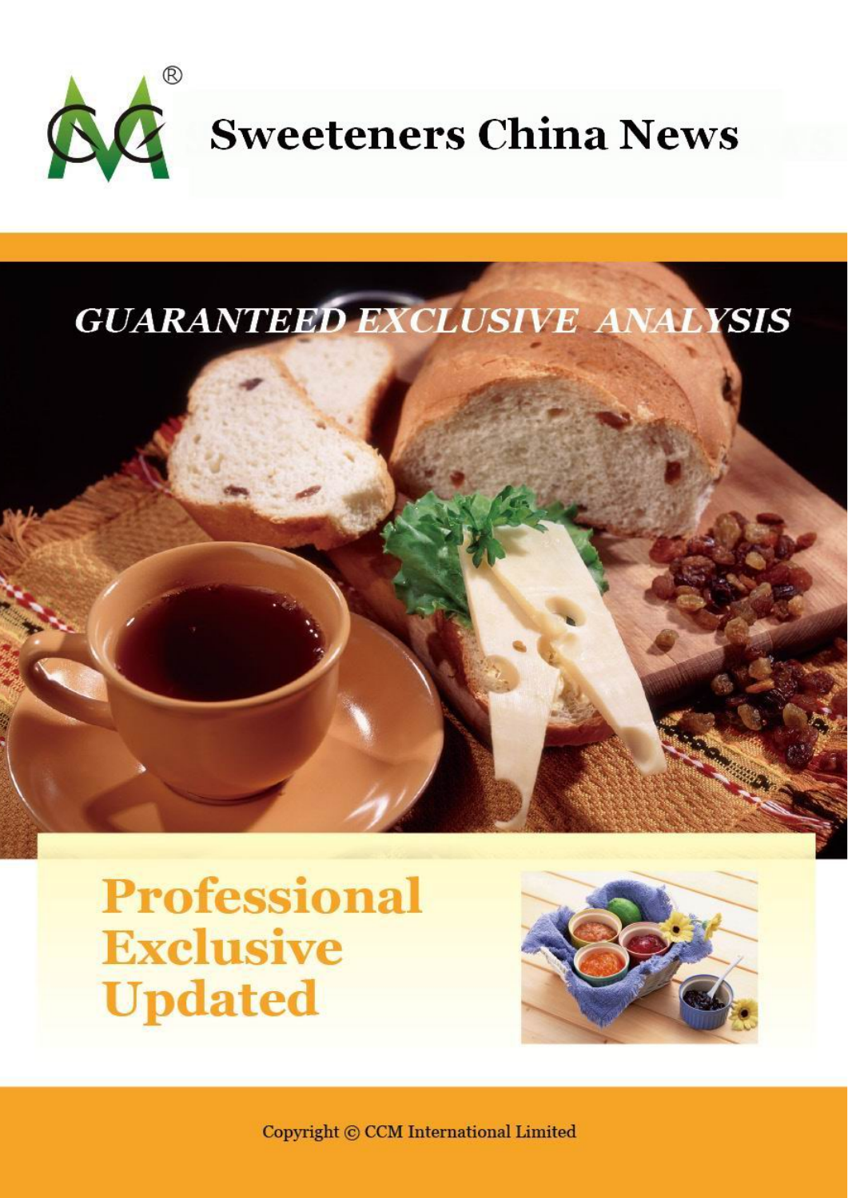# Sweeteners China News

*GUARANTEED EXCLUSIVE ANALYSIS*

**Professional**
**Exclusive**
**Updated**

Copyright © CCM International Limited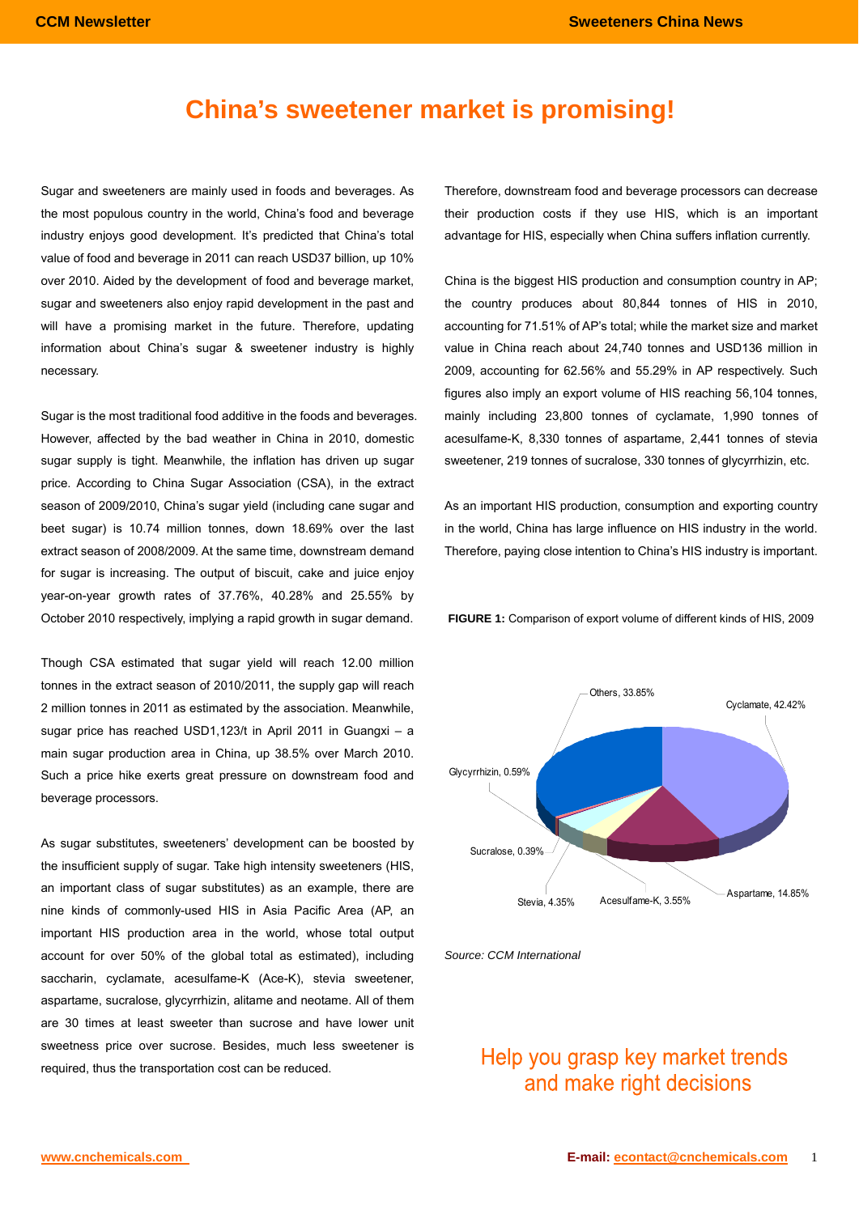# China's sweetener market is promising!

Sugar and sweeteners are mainly used in foods and beverages. As the most populous country in the world, China's food and beverage industry enjoys good development. It's predicted that China's total value of food and beverage in 2011 can reach USD37 billion, up 10% over 2010. Aided by the development of food and beverage market, sugar and sweeteners also enjoy rapid development in the past and will have a promising market in the future. Therefore, updating information about China's sugar & sweetener industry is highly necessary.

Sugar is the most traditional food additive in the foods and beverages. However, affected by the bad weather in China in 2010, domestic sugar supply is tight. Meanwhile, the inflation has driven up sugar price. According to China Sugar Association (CSA), in the extract season of 2009/2010, China's sugar yield (including cane sugar and beet sugar) is 10.74 million tonnes, down 18.69% over the last extract season of 2008/2009. At the same time, downstream demand for sugar is increasing. The output of biscuit, cake and juice enjoy year-on-year growth rates of 37.76%, 40.28% and 25.55% by October 2010 respectively, implying a rapid growth in sugar demand.

Though CSA estimated that sugar yield will reach 12.00 million tonnes in the extract season of 2010/2011, the supply gap will reach 2 million tonnes in 2011 as estimated by the association. Meanwhile, sugar price has reached USD1,123/t in April 2011 in Guangxi – a main sugar production area in China, up 38.5% over March 2010. Such a price hike exerts great pressure on downstream food and beverage processors.

As sugar substitutes, sweeteners' development can be boosted by the insufficient supply of sugar. Take high intensity sweeteners (HIS, an important class of sugar substitutes) as an example, there are nine kinds of commonly-used HIS in Asia Pacific Area (AP, an important HIS production area in the world, whose total output account for over 50% of the global total as estimated), including saccharin, cyclamate, acesulfame-K (Ace-K), stevia sweetener, aspartame, sucralose, glycyrrhizin, alitame and neotame. All of them are 30 times at least sweeter than sucrose and have lower unit sweetness price over sucrose. Besides, much less sweetener is required, thus the transportation cost can be reduced.

Therefore, downstream food and beverage processors can decrease their production costs if they use HIS, which is an important advantage for HIS, especially when China suffers inflation currently.

China is the biggest HIS production and consumption country in AP; the country produces about 80,844 tonnes of HIS in 2010, accounting for 71.51% of AP's total; while the market size and market value in China reach about 24,740 tonnes and USD136 million in 2009, accounting for 62.56% and 55.29% in AP respectively. Such figures also imply an export volume of HIS reaching 56,104 tonnes, mainly including 23,800 tonnes of cyclamate, 1,990 tonnes of acesulfame-K, 8,330 tonnes of aspartame, 2,441 tonnes of stevia sweetener, 219 tonnes of sucralose, 330 tonnes of glycyrrhizin, etc.

As an important HIS production, consumption and exporting country in the world, China has large influence on HIS industry in the world. Therefore, paying close intention to China's HIS industry is important.

**FIGURE 1:** Comparison of export volume of different kinds of HIS, 2009

| HIS | Share |
|---|---|
| Cyclamate | 42.42% |
| Aspartame | 14.85% |
| Acesulfame-K | 3.55% |
| Stevia | 4.35% |
| Sucralose | 0.39% |
| Glycyrrhizin | 0.59% |
| Others | 33.85% |

*Source: CCM International*

Help you grasp key market trends and make right decisions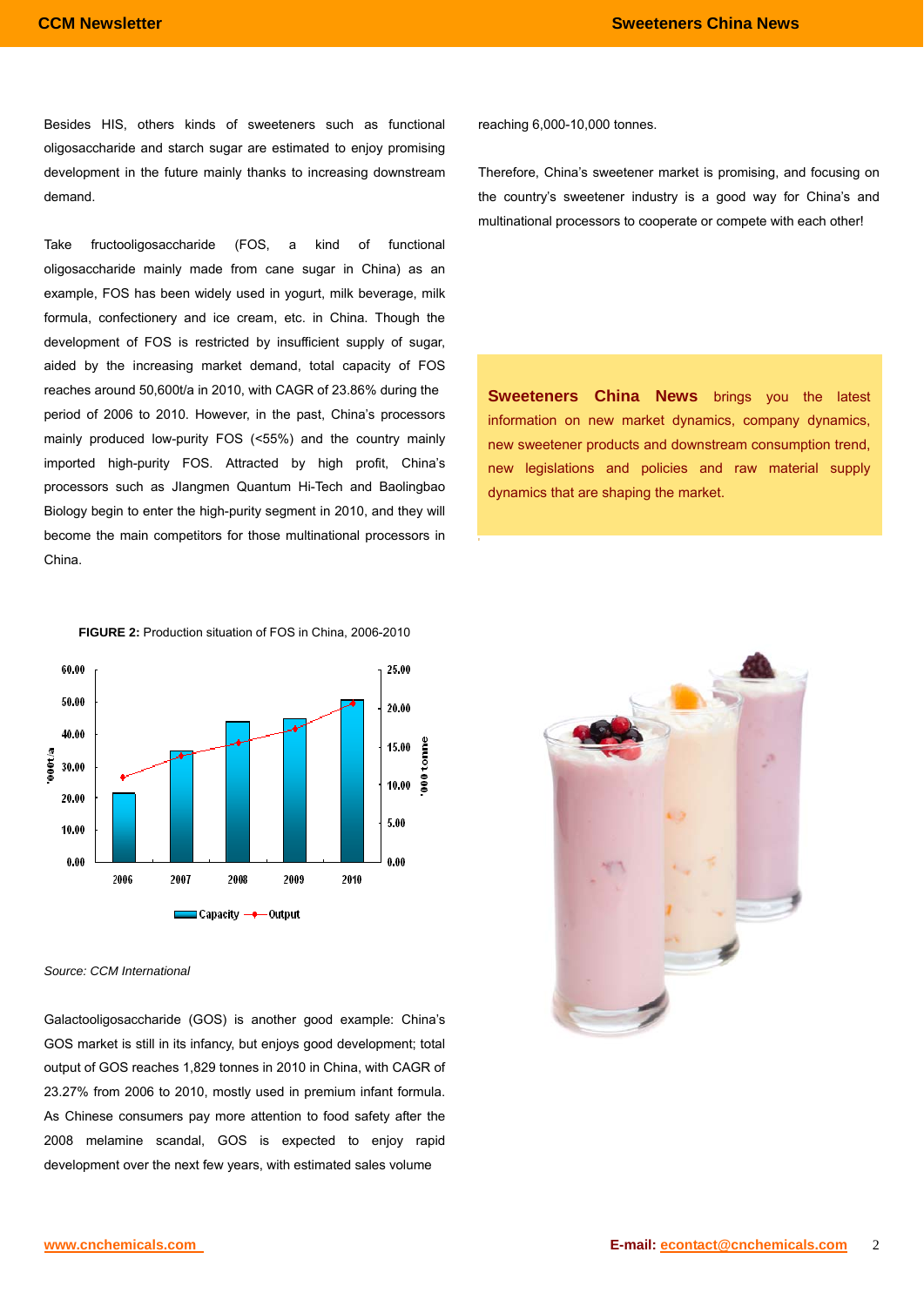Besides HIS, others kinds of sweeteners such as functional oligosaccharide and starch sugar are estimated to enjoy promising development in the future mainly thanks to increasing downstream demand.

Take fructooligosaccharide (FOS, a kind of functional oligosaccharide mainly made from cane sugar in China) as an example, FOS has been widely used in yogurt, milk beverage, milk formula, confectionery and ice cream, etc. in China. Though the development of FOS is restricted by insufficient supply of sugar, aided by the increasing market demand, total capacity of FOS reaches around 50,600t/a in 2010, with CAGR of 23.86% during the period of 2006 to 2010. However, in the past, China's processors mainly produced low-purity FOS (<55%) and the country mainly imported high-purity FOS. Attracted by high profit, China's processors such as JIangmen Quantum Hi-Tech and Baolingbao Biology begin to enter the high-purity segment in 2010, and they will become the main competitors for those multinational processors in China.

**FIGURE 2:** Production situation of FOS in China, 2006-2010

*Source: CCM International*

Galactooligosaccharide (GOS) is another good example: China's GOS market is still in its infancy, but enjoys good development; total output of GOS reaches 1,829 tonnes in 2010 in China, with CAGR of 23.27% from 2006 to 2010, mostly used in premium infant formula. As Chinese consumers pay more attention to food safety after the 2008 melamine scandal, GOS is expected to enjoy rapid development over the next few years, with estimated sales volume reaching 6,000-10,000 tonnes.

Therefore, China's sweetener market is promising, and focusing on the country's sweetener industry is a good way for China's and multinational processors to cooperate or compete with each other!

**Sweeteners China News** brings you the latest information on new market dynamics, company dynamics, new sweetener products and downstream consumption trend, new legislations and policies and raw material supply dynamics that are shaping the market.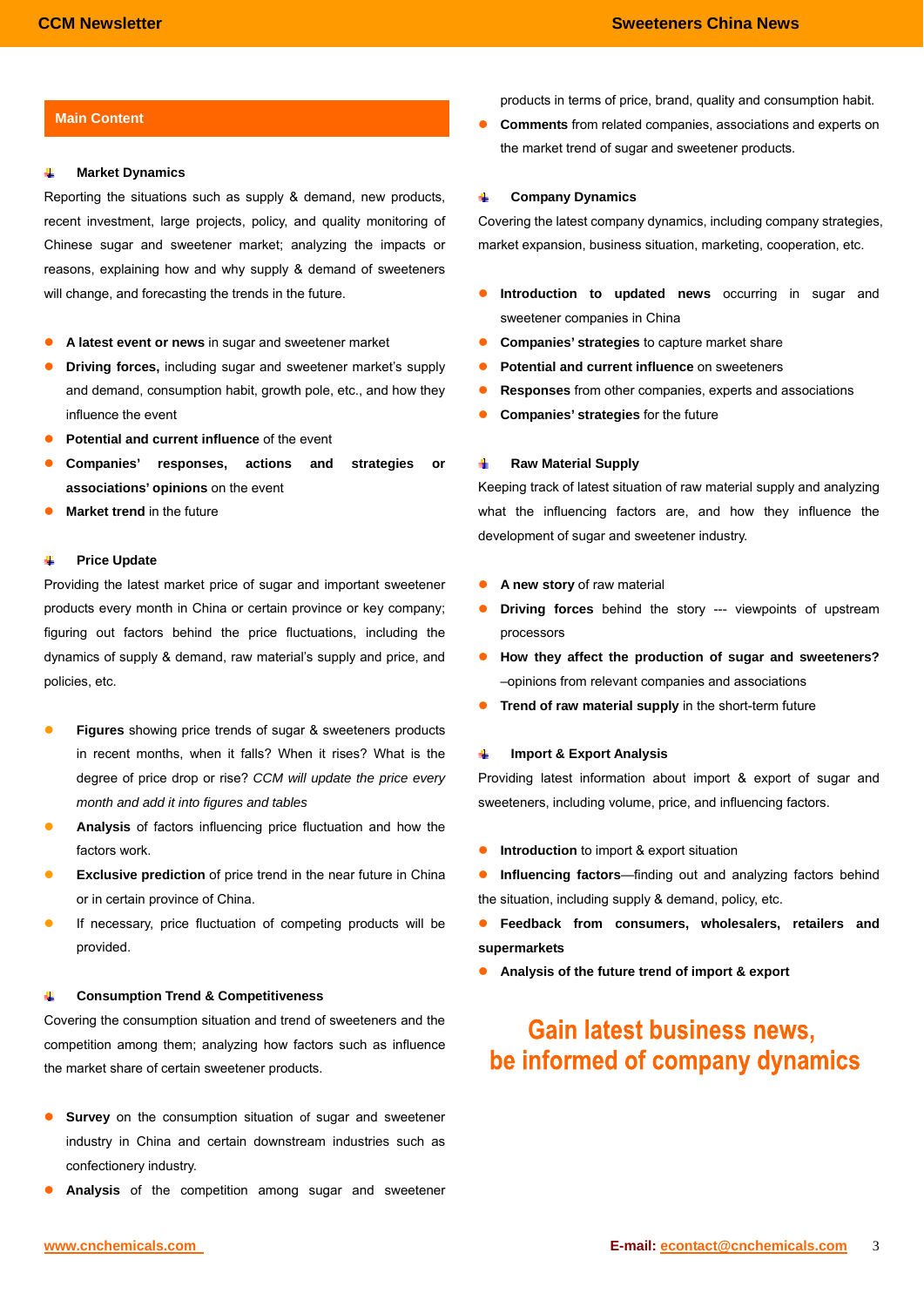## Main Content

### Market Dynamics

Reporting the situations such as supply & demand, new products, recent investment, large projects, policy, and quality monitoring of Chinese sugar and sweetener market; analyzing the impacts or reasons, explaining how and why supply & demand of sweeteners will change, and forecasting the trends in the future.

- **A latest event or news** in sugar and sweetener market
- **Driving forces,** including sugar and sweetener market's supply and demand, consumption habit, growth pole, etc., and how they influence the event
- **Potential and current influence** of the event
- **Companies' responses, actions and strategies or associations' opinions** on the event
- **Market trend** in the future

### Price Update

Providing the latest market price of sugar and important sweetener products every month in China or certain province or key company; figuring out factors behind the price fluctuations, including the dynamics of supply & demand, raw material's supply and price, and policies, etc.

- **Figures** showing price trends of sugar & sweeteners products in recent months, when it falls? When it rises? What is the degree of price drop or rise? *CCM will update the price every month and add it into figures and tables*
- **Analysis** of factors influencing price fluctuation and how the factors work.
- **Exclusive prediction** of price trend in the near future in China or in certain province of China.
- If necessary, price fluctuation of competing products will be provided.

### Consumption Trend & Competitiveness

Covering the consumption situation and trend of sweeteners and the competition among them; analyzing how factors such as influence the market share of certain sweetener products.

- **Survey** on the consumption situation of sugar and sweetener industry in China and certain downstream industries such as confectionery industry.
- **Analysis** of the competition among sugar and sweetener products in terms of price, brand, quality and consumption habit.
- **Comments** from related companies, associations and experts on the market trend of sugar and sweetener products.

### Company Dynamics

Covering the latest company dynamics, including company strategies, market expansion, business situation, marketing, cooperation, etc.

- **Introduction to updated news** occurring in sugar and sweetener companies in China
- **Companies' strategies** to capture market share
- **Potential and current influence** on sweeteners
- **Responses** from other companies, experts and associations
- **Companies' strategies** for the future

### Raw Material Supply

Keeping track of latest situation of raw material supply and analyzing what the influencing factors are, and how they influence the development of sugar and sweetener industry.

- **A new story** of raw material
- **Driving forces** behind the story --- viewpoints of upstream processors
- **How they affect the production of sugar and sweeteners?** –opinions from relevant companies and associations
- **Trend of raw material supply** in the short-term future

### Import & Export Analysis

Providing latest information about import & export of sugar and sweeteners, including volume, price, and influencing factors.

- **Introduction** to import & export situation
- **Influencing factors**—finding out and analyzing factors behind the situation, including supply & demand, policy, etc.
- **Feedback from consumers, wholesalers, retailers and supermarkets**
- **Analysis of the future trend of import & export**

**Gain latest business news,**
**be informed of company dynamics**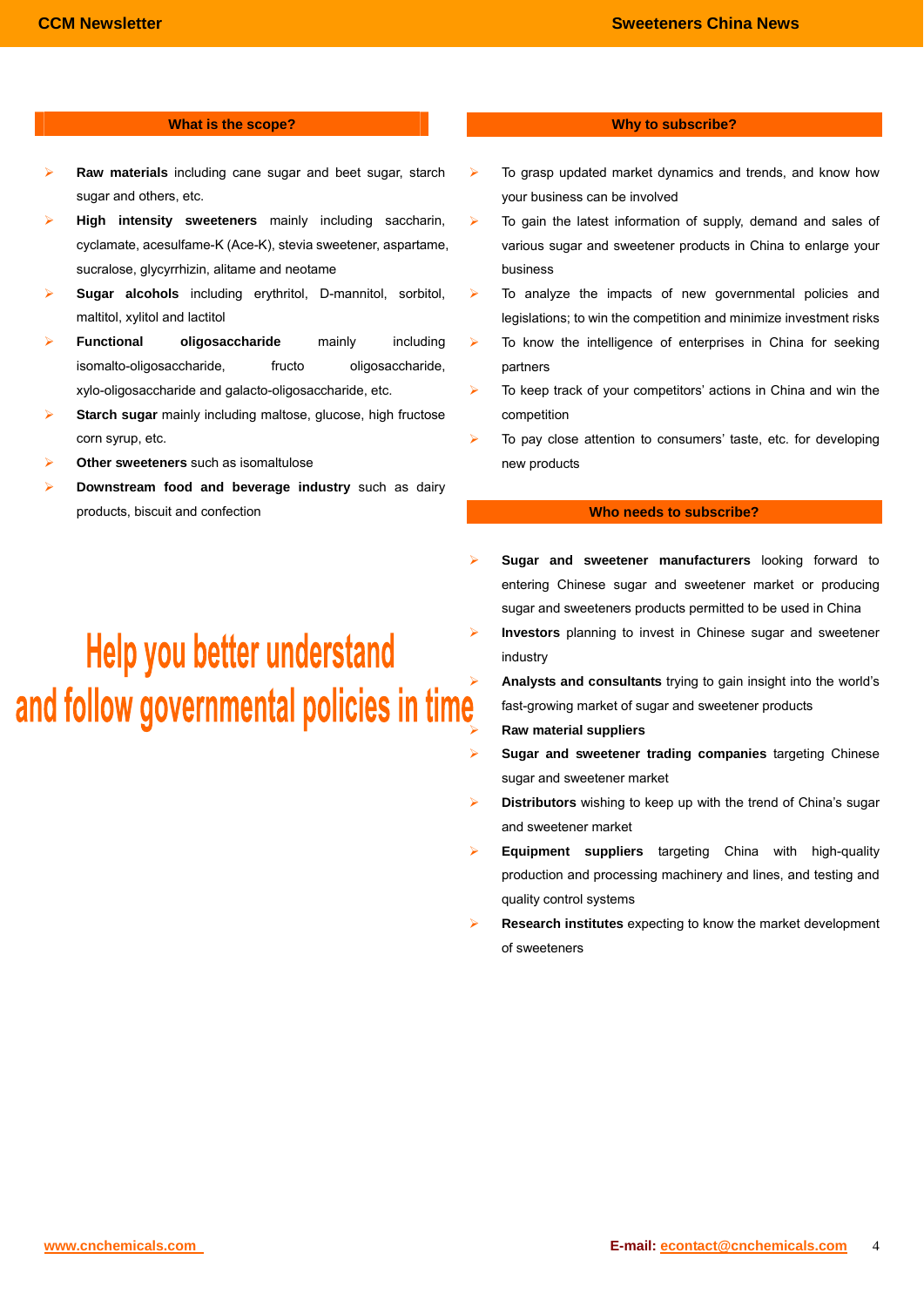## What is the scope?

- **Raw materials** including cane sugar and beet sugar, starch sugar and others, etc.
- **High intensity sweeteners** mainly including saccharin, cyclamate, acesulfame-K (Ace-K), stevia sweetener, aspartame, sucralose, glycyrrhizin, alitame and neotame
- **Sugar alcohols** including erythritol, D-mannitol, sorbitol, maltitol, xylitol and lactitol
- **Functional oligosaccharide** mainly including isomalto-oligosaccharide, fructo oligosaccharide, xylo-oligosaccharide and galacto-oligosaccharide, etc.
- **Starch sugar** mainly including maltose, glucose, high fructose corn syrup, etc.
- **Other sweeteners** such as isomaltulose
- **Downstream food and beverage industry** such as dairy products, biscuit and confection

**Help you better understand and follow governmental policies in time**

## Why to subscribe?

- To grasp updated market dynamics and trends, and know how your business can be involved
- To gain the latest information of supply, demand and sales of various sugar and sweetener products in China to enlarge your business
- To analyze the impacts of new governmental policies and legislations; to win the competition and minimize investment risks
- To know the intelligence of enterprises in China for seeking partners
- To keep track of your competitors' actions in China and win the competition
- To pay close attention to consumers' taste, etc. for developing new products

## Who needs to subscribe?

- **Sugar and sweetener manufacturers** looking forward to entering Chinese sugar and sweetener market or producing sugar and sweeteners products permitted to be used in China
- **Investors** planning to invest in Chinese sugar and sweetener industry
- **Analysts and consultants** trying to gain insight into the world's fast-growing market of sugar and sweetener products
- **Raw material suppliers**
- **Sugar and sweetener trading companies** targeting Chinese sugar and sweetener market
- **Distributors** wishing to keep up with the trend of China's sugar and sweetener market
- **Equipment suppliers** targeting China with high-quality production and processing machinery and lines, and testing and quality control systems
- **Research institutes** expecting to know the market development of sweeteners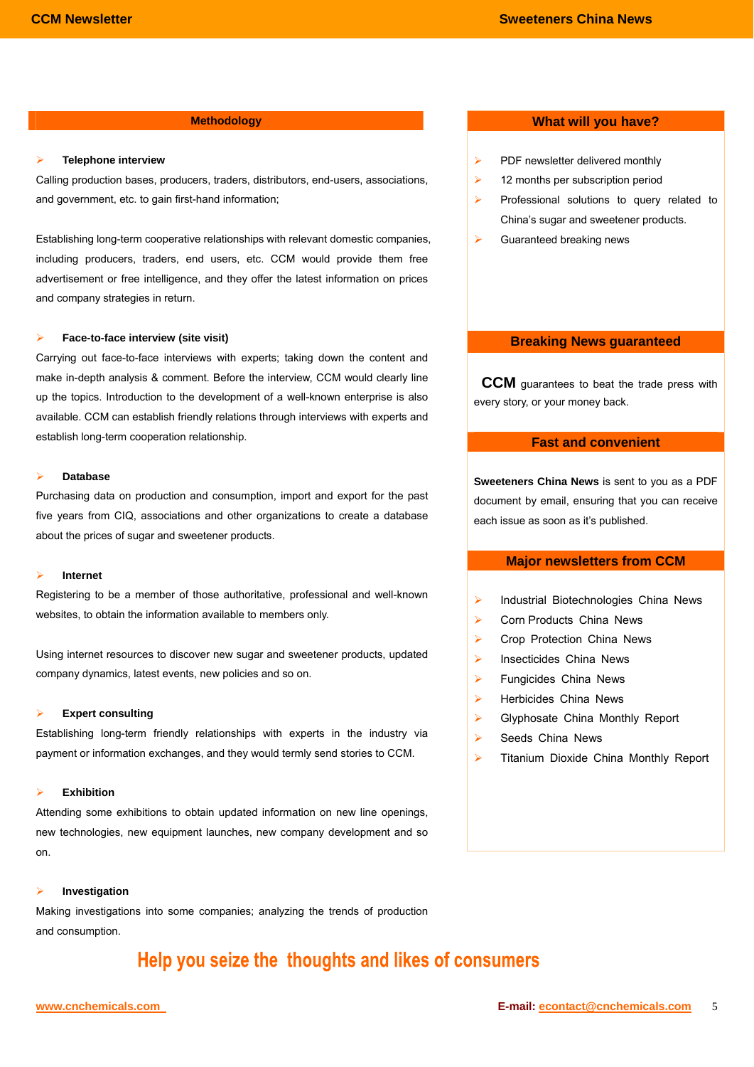## Methodology

- **Telephone interview**

Calling production bases, producers, traders, distributors, end-users, associations, and government, etc. to gain first-hand information;

Establishing long-term cooperative relationships with relevant domestic companies, including producers, traders, end users, etc. CCM would provide them free advertisement or free intelligence, and they offer the latest information on prices and company strategies in return.

- **Face-to-face interview (site visit)**

Carrying out face-to-face interviews with experts; taking down the content and make in-depth analysis & comment. Before the interview, CCM would clearly line up the topics. Introduction to the development of a well-known enterprise is also available. CCM can establish friendly relations through interviews with experts and establish long-term cooperation relationship.

- **Database**

Purchasing data on production and consumption, import and export for the past five years from CIQ, associations and other organizations to create a database about the prices of sugar and sweetener products.

- **Internet**

Registering to be a member of those authoritative, professional and well-known websites, to obtain the information available to members only.

Using internet resources to discover new sugar and sweetener products, updated company dynamics, latest events, new policies and so on.

- **Expert consulting**

Establishing long-term friendly relationships with experts in the industry via payment or information exchanges, and they would termly send stories to CCM.

- **Exhibition**

Attending some exhibitions to obtain updated information on new line openings, new technologies, new equipment launches, new company development and so on.

- **Investigation**

Making investigations into some companies; analyzing the trends of production and consumption.

## What will you have?

- PDF newsletter delivered monthly
- 12 months per subscription period
- Professional solutions to query related to China's sugar and sweetener products.
- Guaranteed breaking news

## Breaking News guaranteed

**CCM** guarantees to beat the trade press with every story, or your money back.

## Fast and convenient

**Sweeteners China News** is sent to you as a PDF document by email, ensuring that you can receive each issue as soon as it's published.

## Major newsletters from CCM

- Industrial Biotechnologies China News
- Corn Products China News
- Crop Protection China News
- Insecticides China News
- Fungicides China News
- Herbicides China News
- Glyphosate China Monthly Report
- Seeds China News
- Titanium Dioxide China Monthly Report

**Help you seize the thoughts and likes of consumers**

www.cnchemicals.com

**E-mail:** econtact@cnchemicals.com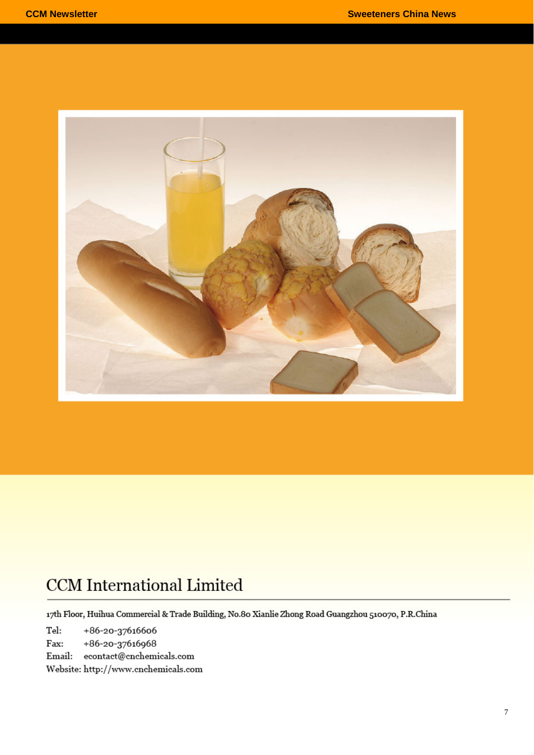# CCM International Limited

17th Floor, Huihua Commercial & Trade Building, No.80 Xianlie Zhong Road Guangzhou 510070, P.R.China

Tel: +86-20-37616606

Fax: +86-20-37616968

Email: econtact@cnchemicals.com

Website: http://www.cnchemicals.com